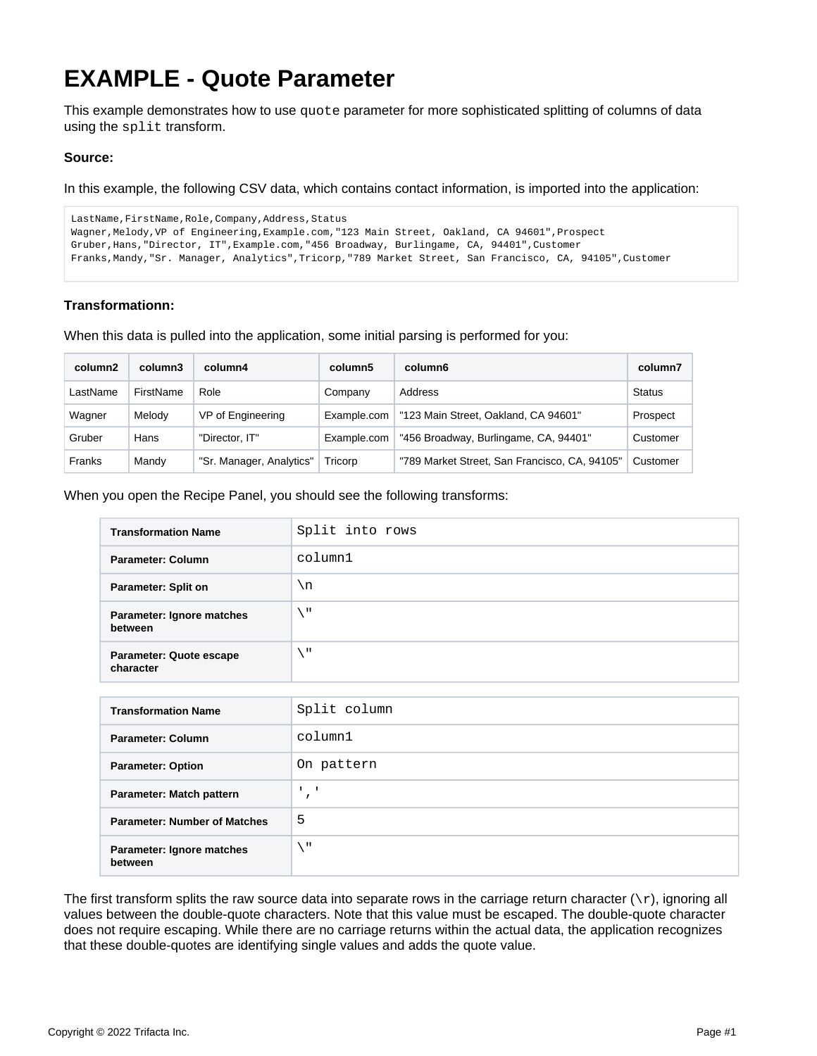# EXAMPLE - Quote Parameter

This example demonstrates how to use `quote` parameter for more sophisticated splitting of columns of data using the `split` transform.

**Source:**

In this example, the following CSV data, which contains contact information, is imported into the application:

```
LastName,FirstName,Role,Company,Address,Status
Wagner,Melody,VP of Engineering,Example.com,"123 Main Street, Oakland, CA 94601",Prospect
Gruber,Hans,"Director, IT",Example.com,"456 Broadway, Burlingame, CA, 94401",Customer
Franks,Mandy,"Sr. Manager, Analytics",Tricorp,"789 Market Street, San Francisco, CA, 94105",Customer
```

**Transformationn:**

When this data is pulled into the application, some initial parsing is performed for you:

| column2 | column3 | column4 | column5 | column6 | column7 |
|---|---|---|---|---|---|
| LastName | FirstName | Role | Company | Address | Status |
| Wagner | Melody | VP of Engineering | Example.com | "123 Main Street, Oakland, CA 94601" | Prospect |
| Gruber | Hans | "Director, IT" | Example.com | "456 Broadway, Burlingame, CA, 94401" | Customer |
| Franks | Mandy | "Sr. Manager, Analytics" | Tricorp | "789 Market Street, San Francisco, CA, 94105" | Customer |

When you open the Recipe Panel, you should see the following transforms:

| | |
|---|---|
| **Transformation Name** | `Split into rows` |
| **Parameter: Column** | `column1` |
| **Parameter: Split on** | `\n` |
| **Parameter: Ignore matches between** | `\"` |
| **Parameter: Quote escape character** | `\"` |

| | |
|---|---|
| **Transformation Name** | `Split column` |
| **Parameter: Column** | `column1` |
| **Parameter: Option** | `On pattern` |
| **Parameter: Match pattern** | `','` |
| **Parameter: Number of Matches** | `5` |
| **Parameter: Ignore matches between** | `\"` |

The first transform splits the raw source data into separate rows in the carriage return character (`\r`), ignoring all values between the double-quote characters. Note that this value must be escaped. The double-quote character does not require escaping. While there are no carriage returns within the actual data, the application recognizes that these double-quotes are identifying single values and adds the quote value.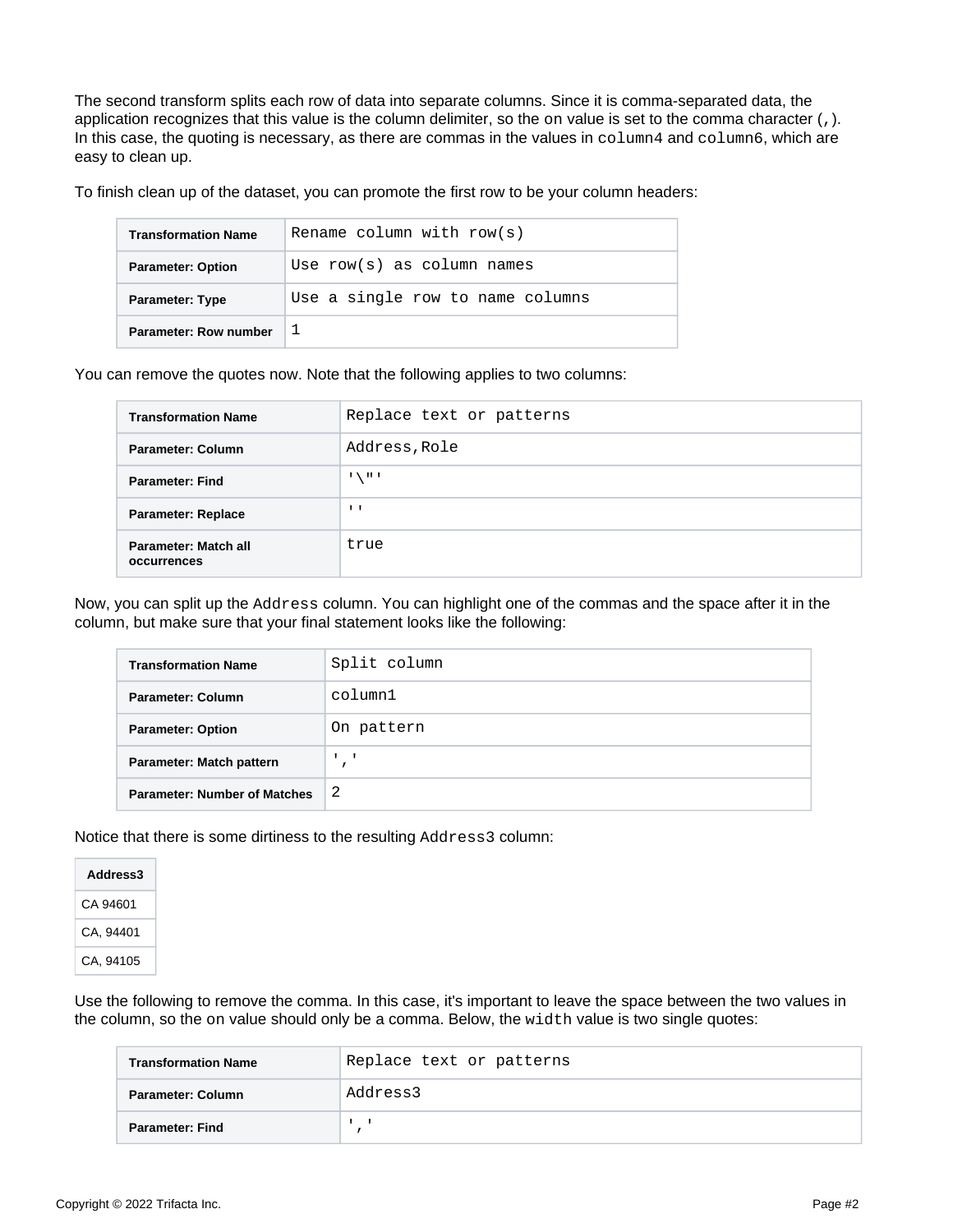The second transform splits each row of data into separate columns. Since it is comma-separated data, the application recognizes that this value is the column delimiter, so the `on` value is set to the comma character (`,`). In this case, the quoting is necessary, as there are commas in the values in `column4` and `column6`, which are easy to clean up.

To finish clean up of the dataset, you can promote the first row to be your column headers:

| **Transformation Name** | `Rename column with row(s)` |
|---|---|
| **Parameter: Option** | `Use row(s) as column names` |
| **Parameter: Type** | `Use a single row to name columns` |
| **Parameter: Row number** | `1` |

You can remove the quotes now. Note that the following applies to two columns:

| **Transformation Name** | `Replace text or patterns` |
|---|---|
| **Parameter: Column** | `Address,Role` |
| **Parameter: Find** | `'\"'` |
| **Parameter: Replace** | `''` |
| **Parameter: Match all occurrences** | `true` |

Now, you can split up the `Address` column. You can highlight one of the commas and the space after it in the column, but make sure that your final statement looks like the following:

| **Transformation Name** | `Split column` |
|---|---|
| **Parameter: Column** | `column1` |
| **Parameter: Option** | `On pattern` |
| **Parameter: Match pattern** | `','` |
| **Parameter: Number of Matches** | `2` |

Notice that there is some dirtiness to the resulting `Address3` column:

| Address3 |
|---|
| CA 94601 |
| CA, 94401 |
| CA, 94105 |

Use the following to remove the comma. In this case, it's important to leave the space between the two values in the column, so the `on` value should only be a comma. Below, the `width` value is two single quotes:

| **Transformation Name** | `Replace text or patterns` |
|---|---|
| **Parameter: Column** | `Address3` |
| **Parameter: Find** | `','` |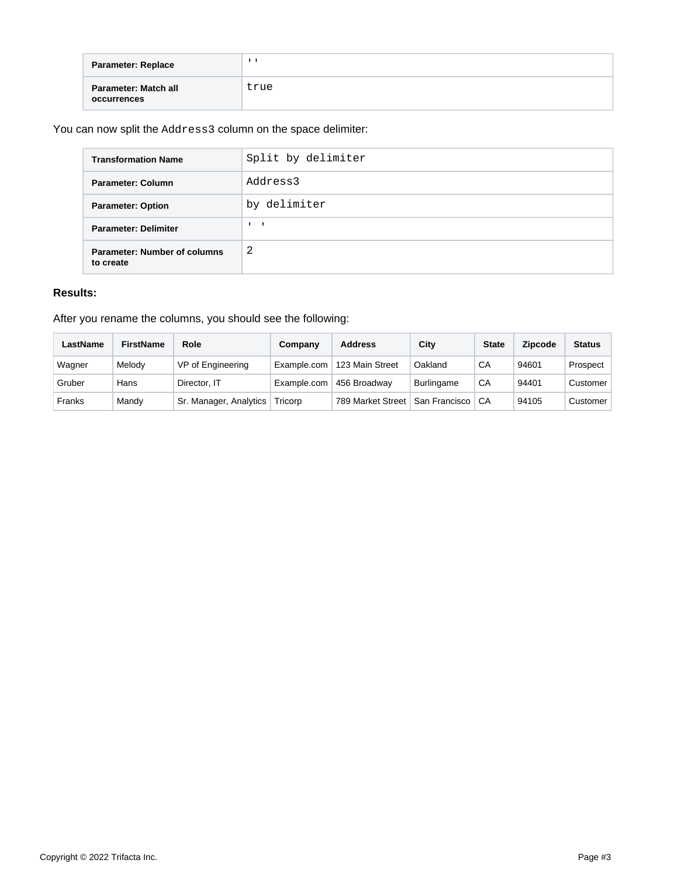| | |
|---|---|
| **Parameter: Replace** | `''` |
| **Parameter: Match all occurrences** | `true` |

You can now split the `Address3` column on the space delimiter:

| | |
|---|---|
| **Transformation Name** | `Split by delimiter` |
| **Parameter: Column** | `Address3` |
| **Parameter: Option** | `by delimiter` |
| **Parameter: Delimiter** | `' '` |
| **Parameter: Number of columns to create** | `2` |

**Results:**

After you rename the columns, you should see the following:

| LastName | FirstName | Role | Company | Address | City | State | Zipcode | Status |
|---|---|---|---|---|---|---|---|---|
| Wagner | Melody | VP of Engineering | Example.com | 123 Main Street | Oakland | CA | 94601 | Prospect |
| Gruber | Hans | Director, IT | Example.com | 456 Broadway | Burlingame | CA | 94401 | Customer |
| Franks | Mandy | Sr. Manager, Analytics | Tricorp | 789 Market Street | San Francisco | CA | 94105 | Customer |